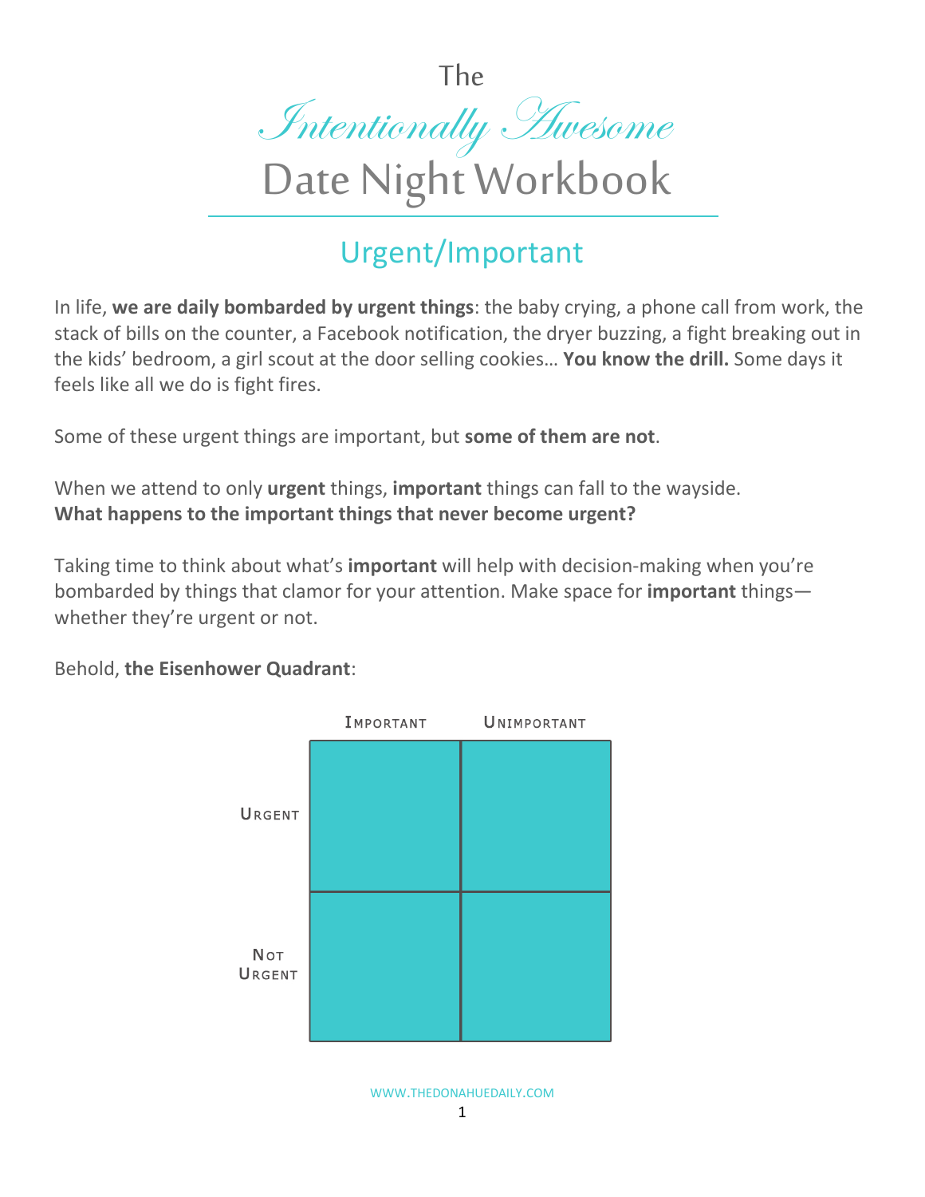# The *Intentionally Awesome* Date Night Workbook

## Urgent/Important

In life, **we are daily bombarded by urgent things**: the baby crying, a phone call from work, the stack of bills on the counter, a Facebook notification, the dryer buzzing, a fight breaking out in the kids' bedroom, a girl scout at the door selling cookies… **You know the drill.** Some days it feels like all we do is fight fires.

Some of these urgent things are important, but **some of them are not**.

When we attend to only **urgent** things, **important** things can fall to the wayside.
**What happens to the important things that never become urgent?**

Taking time to think about what's **important** will help with decision-making when you're bombarded by things that clamor for your attention. Make space for **important** things—whether they're urgent or not.

Behold, **the Eisenhower Quadrant**:

| | Important | Unimportant |
|---|---|---|
| Urgent | | |
| Not Urgent | | |

WWW.THEDONAHUEDAILY.COM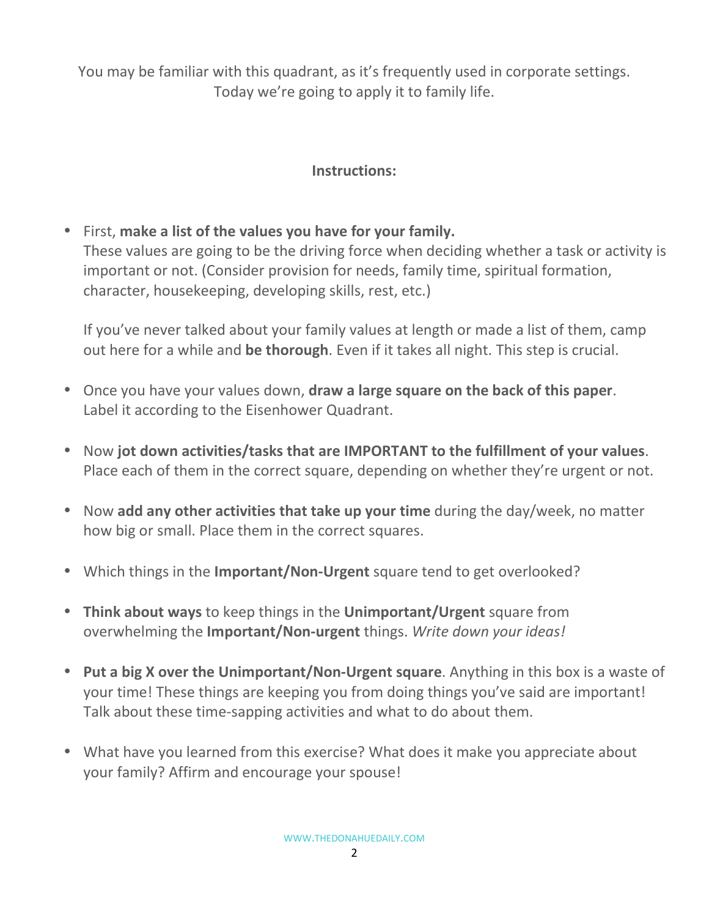You may be familiar with this quadrant, as it's frequently used in corporate settings. Today we're going to apply it to family life.

**Instructions:**

- First, **make a list of the values you have for your family.**
  These values are going to be the driving force when deciding whether a task or activity is important or not. (Consider provision for needs, family time, spiritual formation, character, housekeeping, developing skills, rest, etc.)

  If you've never talked about your family values at length or made a list of them, camp out here for a while and **be thorough**. Even if it takes all night. This step is crucial.

- Once you have your values down, **draw a large square on the back of this paper**. Label it according to the Eisenhower Quadrant.

- Now **jot down activities/tasks that are IMPORTANT to the fulfillment of your values**. Place each of them in the correct square, depending on whether they're urgent or not.

- Now **add any other activities that take up your time** during the day/week, no matter how big or small. Place them in the correct squares.

- Which things in the **Important/Non-Urgent** square tend to get overlooked?

- **Think about ways** to keep things in the **Unimportant/Urgent** square from overwhelming the **Important/Non-urgent** things. *Write down your ideas!*

- **Put a big X over the Unimportant/Non-Urgent square**. Anything in this box is a waste of your time! These things are keeping you from doing things you've said are important! Talk about these time-sapping activities and what to do about them.

- What have you learned from this exercise? What does it make you appreciate about your family? Affirm and encourage your spouse!

WWW.THEDONAHUEDAILY.COM